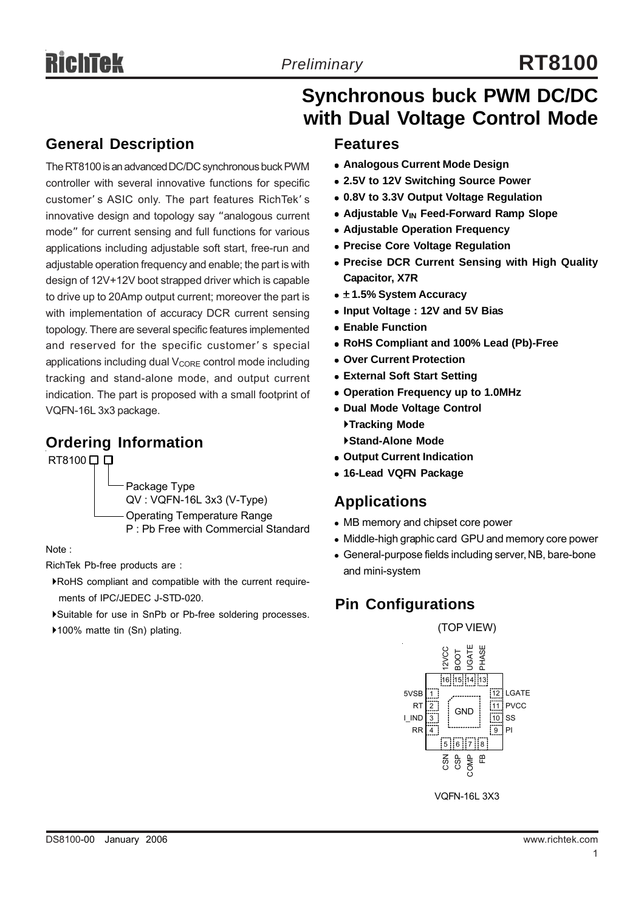# RT8100

## Synchronous buck PWM DC/DC with Dual Voltage Control Mode

## General Description

The RT8100 is an advanced DC/DC synchronous buck PWM controller with several innovative functions for specific customer's ASIC only. The part features RichTek's innovative design and topology say "analogous current mode" for current sensing and full functions for various applications including adjustable soft start, free-run and adjustable operation frequency and enable; the part is with design of 12V+12V boot strapped driver which is capable to drive up to 20Amp output current; moreover the part is with implementation of accuracy DCR current sensing topology. There are several specific features implemented and reserved for the specific customer's special applications including dual $V_{CORE}$ control mode including tracking and stand-alone mode, and output current indication. The part is proposed with a small footprint of VQFN-16L 3x3 package.

## Ordering Information

RT8100 □ □

- Package Type
  QV : VQFN-16L 3x3 (V-Type)
- Operating Temperature Range
  P : Pb Free with Commercial Standard

Note :

RichTek Pb-free products are :

- ▶RoHS compliant and compatible with the current requirements of IPC/JEDEC J-STD-020.
- ▶Suitable for use in SnPb or Pb-free soldering processes.
- ▶100% matte tin (Sn) plating.

## Features

- **Analogous Current Mode Design**
- **2.5V to 12V Switching Source Power**
- **0.8V to 3.3V Output Voltage Regulation**
- **Adjustable $V_{IN}$ Feed-Forward Ramp Slope**
- **Adjustable Operation Frequency**
- **Precise Core Voltage Regulation**
- **Precise DCR Current Sensing with High Quality Capacitor, X7R**
- **±1.5% System Accuracy**
- **Input Voltage : 12V and 5V Bias**
- **Enable Function**
- **RoHS Compliant and 100% Lead (Pb)-Free**
- **Over Current Protection**
- **External Soft Start Setting**
- **Operation Frequency up to 1.0MHz**
- **Dual Mode Voltage Control**
  - ▶**Tracking Mode**
  - ▶**Stand-Alone Mode**
- **Output Current Indication**
- **16-Lead VQFN Package**

## Applications

- MB memory and chipset core power
- Middle-high graphic card GPU and memory core power
- General-purpose fields including server, NB, bare-bone and mini-system

## Pin Configurations

(TOP VIEW)

| Pin | Name | Pin | Name |
|---|---|---|---|
| 1 | 5VSB | 9 | PI |
| 2 | RT | 10 | SS |
| 3 | I_IND | 11 | PVCC |
| 4 | RR | 12 | LGATE |
| 5 | CSN | 13 | PHASE |
| 6 | CSP | 14 | UGATE |
| 7 | COMP | 15 | BOOT |
| 8 | FB | 16 | 12VCC |

Exposed pad: GND

VQFN-16L 3X3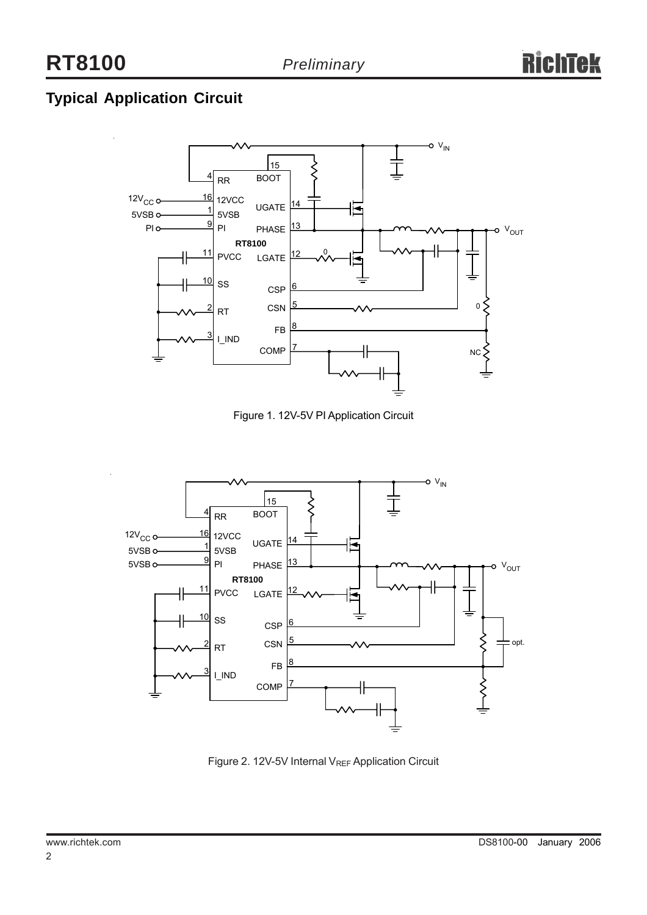## Typical Application Circuit

Figure 1. 12V-5V PI Application Circuit

Figure 2. 12V-5V Internal $V_{REF}$ Application Circuit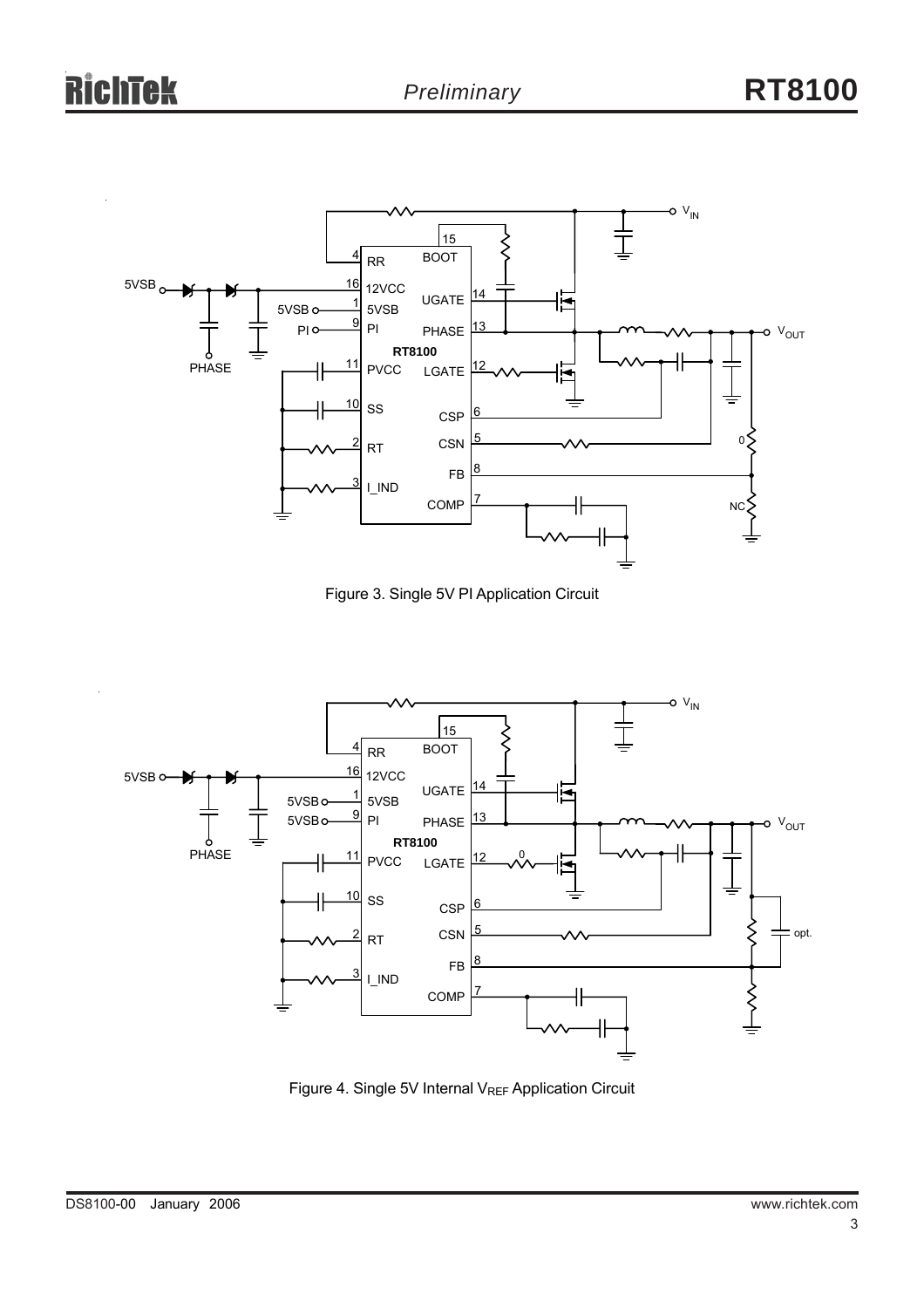Figure 3. Single 5V PI Application Circuit

Figure 4. Single 5V Internal $V_{REF}$ Application Circuit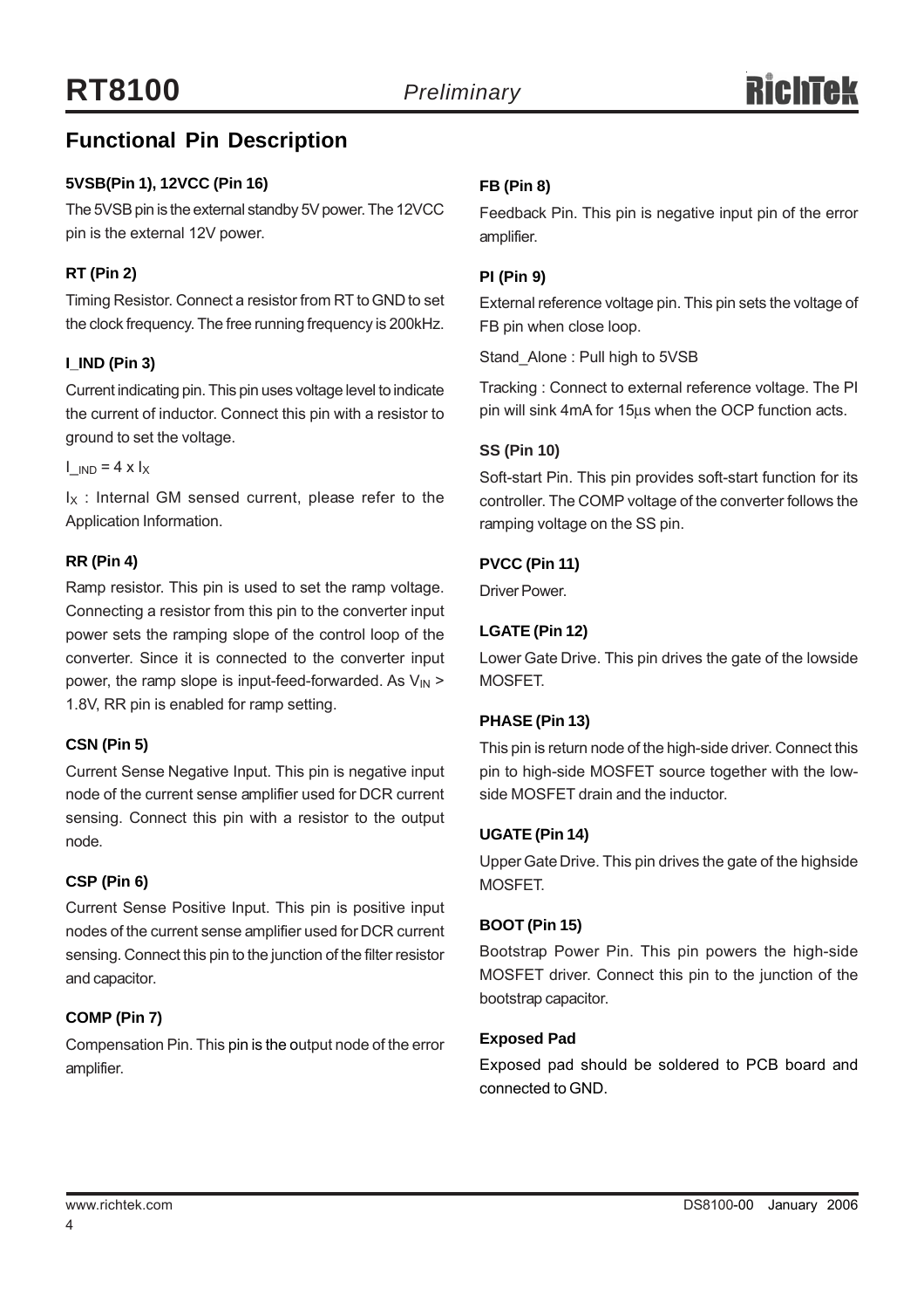## Functional Pin Description

### 5VSB(Pin 1), 12VCC (Pin 16)

The 5VSB pin is the external standby 5V power. The 12VCC pin is the external 12V power.

### RT (Pin 2)

Timing Resistor. Connect a resistor from RT to GND to set the clock frequency. The free running frequency is 200kHz.

### I_IND (Pin 3)

Current indicating pin. This pin uses voltage level to indicate the current of inductor. Connect this pin with a resistor to ground to set the voltage.

$I_{\_IND} = 4 \times I_X$

$I_X$ : Internal GM sensed current, please refer to the Application Information.

### RR (Pin 4)

Ramp resistor. This pin is used to set the ramp voltage. Connecting a resistor from this pin to the converter input power sets the ramping slope of the control loop of the converter. Since it is connected to the converter input power, the ramp slope is input-feed-forwarded. As $V_{IN}$ > 1.8V, RR pin is enabled for ramp setting.

### CSN (Pin 5)

Current Sense Negative Input. This pin is negative input node of the current sense amplifier used for DCR current sensing. Connect this pin with a resistor to the output node.

### CSP (Pin 6)

Current Sense Positive Input. This pin is positive input nodes of the current sense amplifier used for DCR current sensing. Connect this pin to the junction of the filter resistor and capacitor.

### COMP (Pin 7)

Compensation Pin. This pin is the output node of the error amplifier.

### FB (Pin 8)

Feedback Pin. This pin is negative input pin of the error amplifier.

### PI (Pin 9)

External reference voltage pin. This pin sets the voltage of FB pin when close loop.

Stand_Alone : Pull high to 5VSB

Tracking : Connect to external reference voltage. The PI pin will sink 4mA for 15μs when the OCP function acts.

### SS (Pin 10)

Soft-start Pin. This pin provides soft-start function for its controller. The COMP voltage of the converter follows the ramping voltage on the SS pin.

### PVCC (Pin 11)

Driver Power.

### LGATE (Pin 12)

Lower Gate Drive. This pin drives the gate of the lowside MOSFET.

### PHASE (Pin 13)

This pin is return node of the high-side driver. Connect this pin to high-side MOSFET source together with the low-side MOSFET drain and the inductor.

### UGATE (Pin 14)

Upper Gate Drive. This pin drives the gate of the highside MOSFET.

### BOOT (Pin 15)

Bootstrap Power Pin. This pin powers the high-side MOSFET driver. Connect this pin to the junction of the bootstrap capacitor.

### Exposed Pad

Exposed pad should be soldered to PCB board and connected to GND.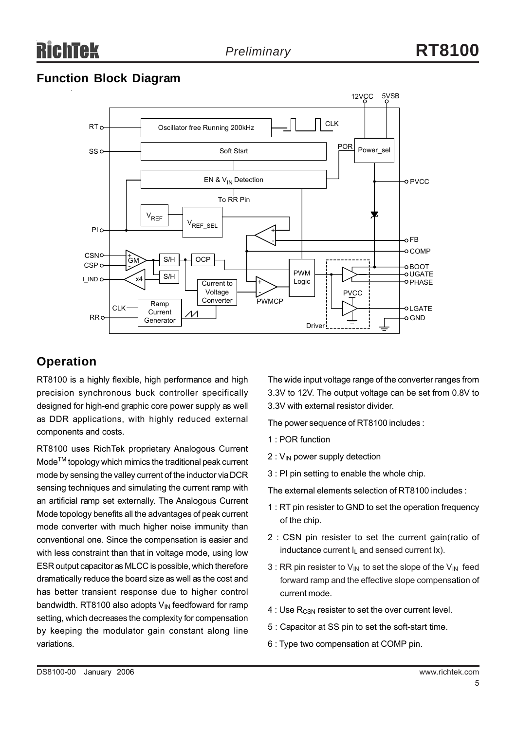## Function Block Diagram

## Operation

RT8100 is a highly flexible, high performance and high precision synchronous buck controller specifically designed for high-end graphic core power supply as well as DDR applications, with highly reduced external components and costs.

RT8100 uses RichTek proprietary Analogous Current Mode[TM] topology which mimics the traditional peak current mode by sensing the valley current of the inductor via DCR sensing techniques and simulating the current ramp with an artificial ramp set externally. The Analogous Current Mode topology benefits all the advantages of peak current mode converter with much higher noise immunity than conventional one. Since the compensation is easier and with less constraint than that in voltage mode, using low ESR output capacitor as MLCC is possible, which therefore dramatically reduce the board size as well as the cost and has better transient response due to higher control bandwidth. RT8100 also adopts $V_{IN}$ feedfoward for ramp setting, which decreases the complexity for compensation by keeping the modulator gain constant along line variations.

The wide input voltage range of the converter ranges from 3.3V to 12V. The output voltage can be set from 0.8V to 3.3V with external resistor divider.

The power sequence of RT8100 includes :

1 : POR function

2 : $V_{IN}$ power supply detection

3 : PI pin setting to enable the whole chip.

The external elements selection of RT8100 includes :

1 : RT pin resister to GND to set the operation frequency of the chip.

2 : CSN pin resister to set the current gain(ratio of inductance current $I_L$ and sensed current Ix).

3 : RR pin resister to $V_{IN}$ to set the slope of the $V_{IN}$ feed forward ramp and the effective slope compensation of current mode.

4 : Use $R_{CSN}$ resister to set the over current level.

5 : Capacitor at SS pin to set the soft-start time.

6 : Type two compensation at COMP pin.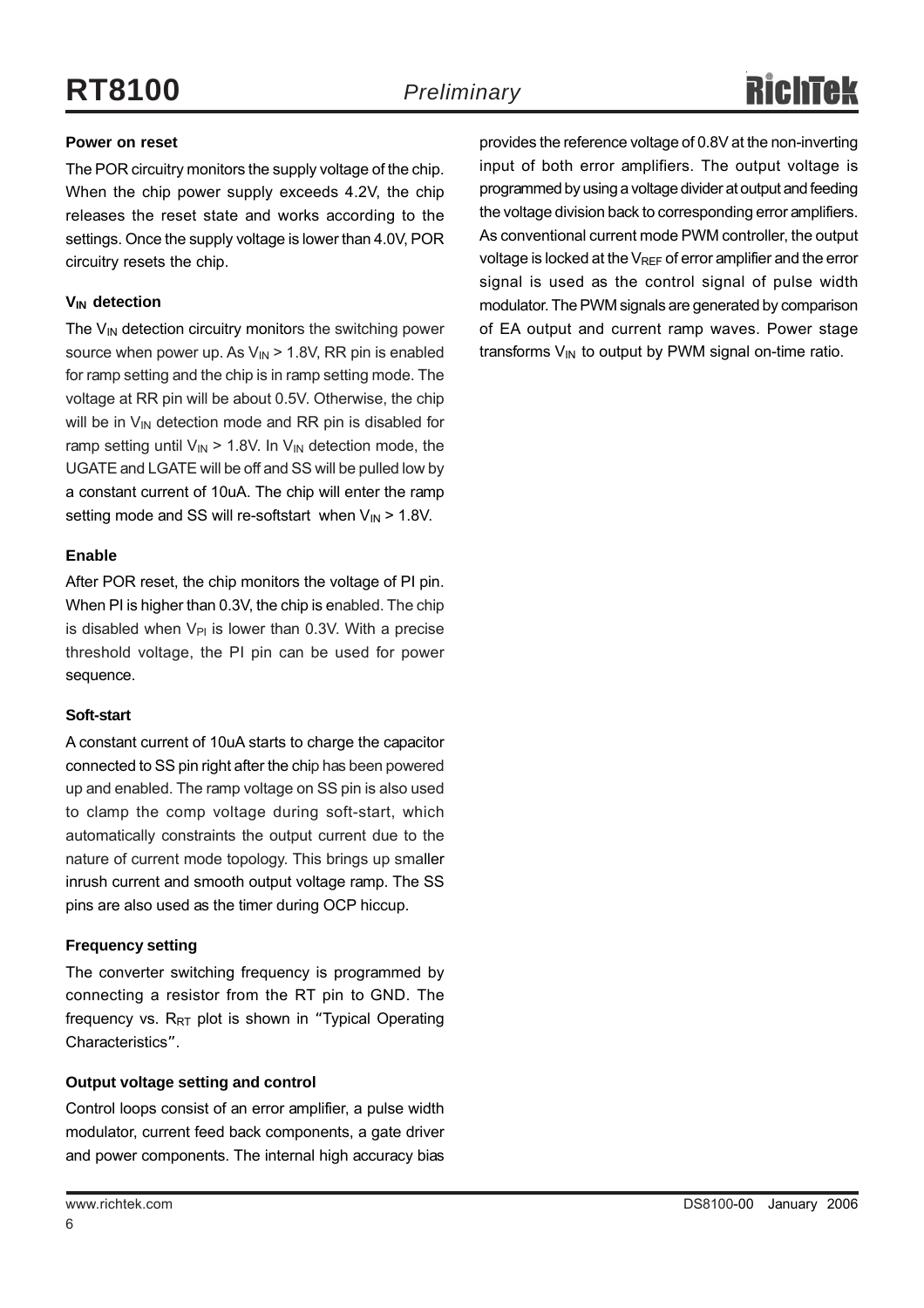**Power on reset**

The POR circuitry monitors the supply voltage of the chip. When the chip power supply exceeds 4.2V, the chip releases the reset state and works according to the settings. Once the supply voltage is lower than 4.0V, POR circuitry resets the chip.

**$V_{IN}$ detection**

The $V_{IN}$ detection circuitry monitors the switching power source when power up. As $V_{IN}$ > 1.8V, RR pin is enabled for ramp setting and the chip is in ramp setting mode. The voltage at RR pin will be about 0.5V. Otherwise, the chip will be in $V_{IN}$ detection mode and RR pin is disabled for ramp setting until $V_{IN}$ > 1.8V. In $V_{IN}$ detection mode, the UGATE and LGATE will be off and SS will be pulled low by a constant current of 10uA. The chip will enter the ramp setting mode and SS will re-softstart when $V_{IN}$ > 1.8V.

**Enable**

After POR reset, the chip monitors the voltage of PI pin. When PI is higher than 0.3V, the chip is enabled. The chip is disabled when $V_{PI}$ is lower than 0.3V. With a precise threshold voltage, the PI pin can be used for power sequence.

**Soft-start**

A constant current of 10uA starts to charge the capacitor connected to SS pin right after the chip has been powered up and enabled. The ramp voltage on SS pin is also used to clamp the comp voltage during soft-start, which automatically constraints the output current due to the nature of current mode topology. This brings up smaller inrush current and smooth output voltage ramp. The SS pins are also used as the timer during OCP hiccup.

**Frequency setting**

The converter switching frequency is programmed by connecting a resistor from the RT pin to GND. The frequency vs. $R_{RT}$ plot is shown in "Typical Operating Characteristics".

**Output voltage setting and control**

Control loops consist of an error amplifier, a pulse width modulator, current feed back components, a gate driver and power components. The internal high accuracy bias provides the reference voltage of 0.8V at the non-inverting input of both error amplifiers. The output voltage is programmed by using a voltage divider at output and feeding the voltage division back to corresponding error amplifiers. As conventional current mode PWM controller, the output voltage is locked at the $V_{REF}$ of error amplifier and the error signal is used as the control signal of pulse width modulator. The PWM signals are generated by comparison of EA output and current ramp waves. Power stage transforms $V_{IN}$ to output by PWM signal on-time ratio.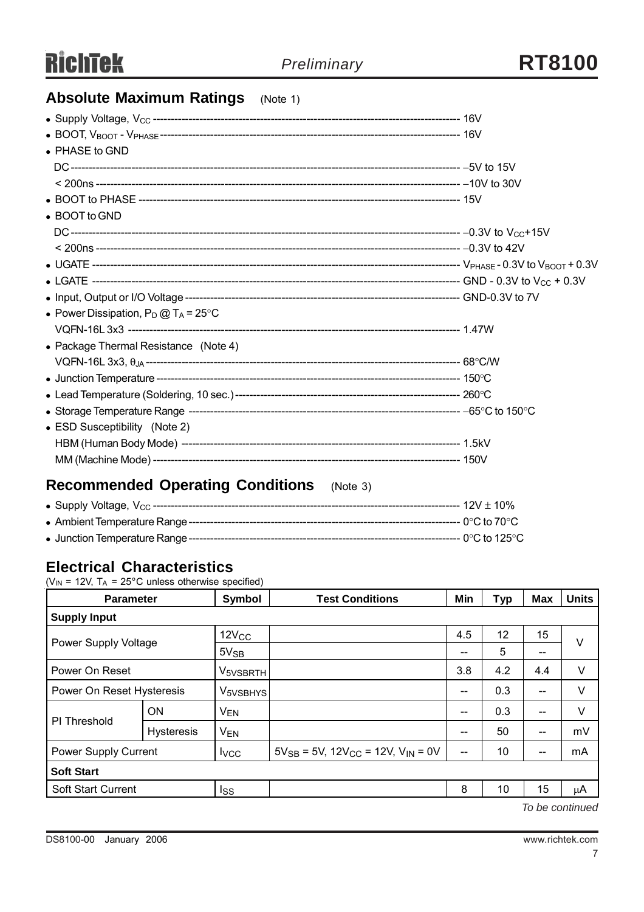## Absolute Maximum Ratings (Note 1)

- Supply Voltage, $V_{CC}$ ---------- 16V
- BOOT, $V_{BOOT}$ - $V_{PHASE}$ ---------- 16V
- PHASE to GND
  - DC ---------- −5V to 15V
  - < 200ns ---------- −10V to 30V
- BOOT to PHASE ---------- 15V
- BOOT to GND
  - DC ---------- −0.3V to $V_{CC}$+15V
  - < 200ns ---------- −0.3V to 42V
- UGATE ---------- $V_{PHASE}$ - 0.3V to $V_{BOOT}$ + 0.3V
- LGATE ---------- GND - 0.3V to $V_{CC}$ + 0.3V
- Input, Output or I/O Voltage ---------- GND-0.3V to 7V
- Power Dissipation, $P_D$ @ $T_A$ = 25°C
  - VQFN-16L 3x3 ---------- 1.47W
- Package Thermal Resistance (Note 4)
  - VQFN-16L 3x3, $\theta_{JA}$ ---------- 68°C/W
- Junction Temperature ---------- 150°C
- Lead Temperature (Soldering, 10 sec.) ---------- 260°C
- Storage Temperature Range ---------- −65°C to 150°C
- ESD Susceptibility (Note 2)
  - HBM (Human Body Mode) ---------- 1.5kV
  - MM (Machine Mode) ---------- 150V

## Recommended Operating Conditions (Note 3)

- Supply Voltage, $V_{CC}$ ---------- 12V ± 10%
- Ambient Temperature Range ---------- 0°C to 70°C
- Junction Temperature Range ---------- 0°C to 125°C

## Electrical Characteristics

($V_{IN}$ = 12V, $T_A$ = 25°C unless otherwise specified)

| Parameter | | Symbol | Test Conditions | Min | Typ | Max | Units |
|---|---|---|---|---|---|---|---|
| **Supply Input** | | | | | | | |
| Power Supply Voltage | | $12V_{CC}$ | | 4.5 | 12 | 15 | V |
| | | $5V_{SB}$ | | -- | 5 | -- | |
| Power On Reset | | $V_{5VSBRTH}$ | | 3.8 | 4.2 | 4.4 | V |
| Power On Reset Hysteresis | | $V_{5VSBHYS}$ | | -- | 0.3 | -- | V |
| PI Threshold | ON | $V_{EN}$ | | -- | 0.3 | -- | V |
| | Hysteresis | $V_{EN}$ | | -- | 50 | -- | mV |
| Power Supply Current | | $I_{VCC}$ | $5V_{SB}$ = 5V, $12V_{CC}$ = 12V, $V_{IN}$ = 0V | -- | 10 | -- | mA |
| **Soft Start** | | | | | | | |
| Soft Start Current | | $I_{SS}$ | | 8 | 10 | 15 | μA |

*To be continued*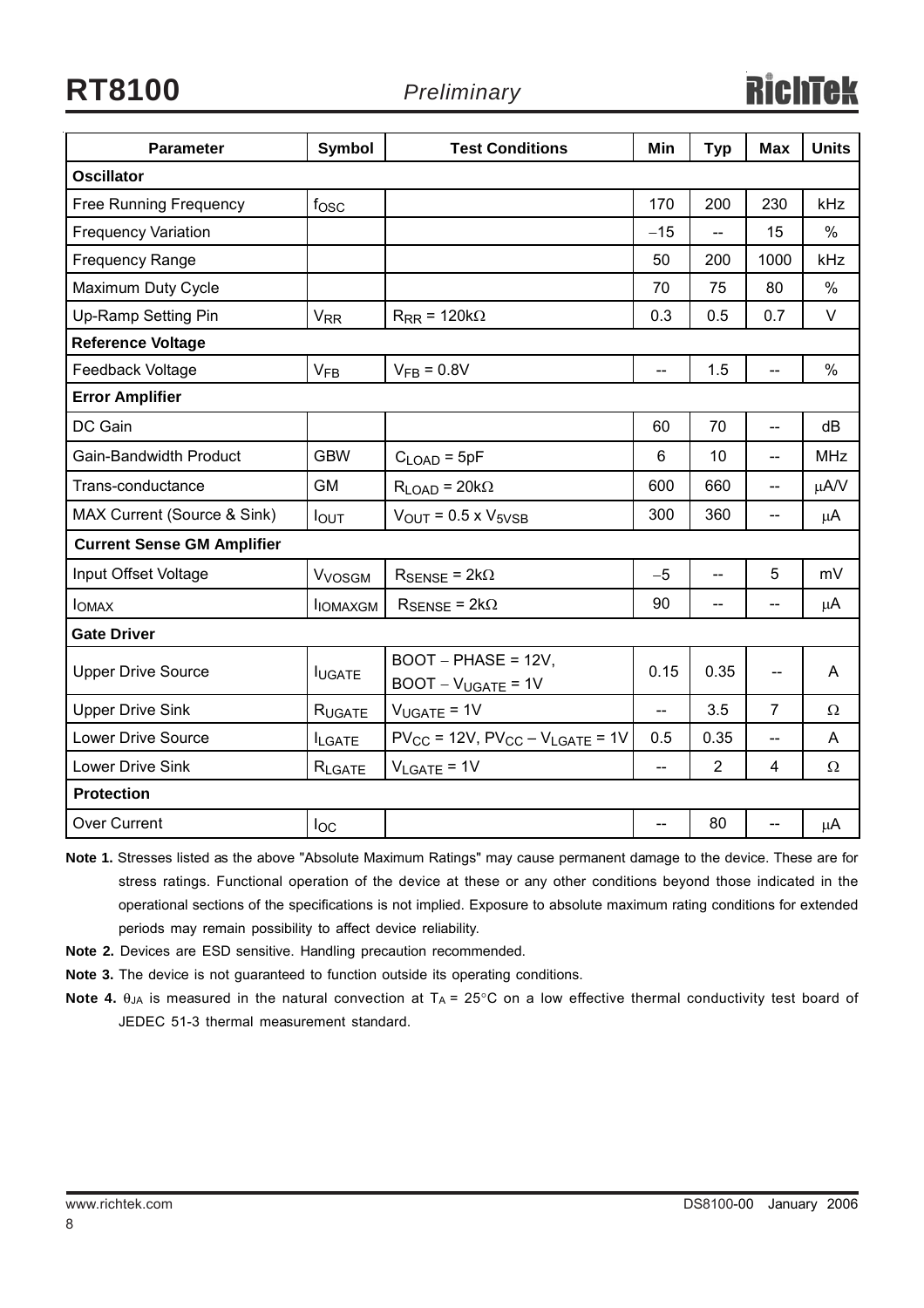| Parameter | Symbol | Test Conditions | Min | Typ | Max | Units |
|---|---|---|---|---|---|---|
| **Oscillator** | | | | | | |
| Free Running Frequency | $f_{OSC}$ | | 170 | 200 | 230 | kHz |
| Frequency Variation | | | −15 | -- | 15 | % |
| Frequency Range | | | 50 | 200 | 1000 | kHz |
| Maximum Duty Cycle | | | 70 | 75 | 80 | % |
| Up-Ramp Setting Pin | $V_{RR}$ | $R_{RR}$ = 120kΩ | 0.3 | 0.5 | 0.7 | V |
| **Reference Voltage** | | | | | | |
| Feedback Voltage | $V_{FB}$ | $V_{FB}$ = 0.8V | -- | 1.5 | -- | % |
| **Error Amplifier** | | | | | | |
| DC Gain | | | 60 | 70 | -- | dB |
| Gain-Bandwidth Product | GBW | $C_{LOAD}$ = 5pF | 6 | 10 | -- | MHz |
| Trans-conductance | GM | $R_{LOAD}$ = 20kΩ | 600 | 660 | -- | μA/V |
| MAX Current (Source & Sink) | $I_{OUT}$ | $V_{OUT}$ = 0.5 x $V_{5VSB}$ | 300 | 360 | -- | μA |
| **Current Sense GM Amplifier** | | | | | | |
| Input Offset Voltage | $V_{VOSGM}$ | $R_{SENSE}$ = 2kΩ | −5 | -- | 5 | mV |
| $I_{OMAX}$ | $I_{IOMAXGM}$ | $R_{SENSE}$ = 2kΩ | 90 | -- | -- | μA |
| **Gate Driver** | | | | | | |
| Upper Drive Source | $I_{UGATE}$ | BOOT − PHASE = 12V, BOOT − $V_{UGATE}$ = 1V | 0.15 | 0.35 | -- | A |
| Upper Drive Sink | $R_{UGATE}$ | $V_{UGATE}$ = 1V | -- | 3.5 | 7 | Ω |
| Lower Drive Source | $I_{LGATE}$ | $PV_{CC}$ = 12V, $PV_{CC}$ − $V_{LGATE}$ = 1V | 0.5 | 0.35 | -- | A |
| Lower Drive Sink | $R_{LGATE}$ | $V_{LGATE}$ = 1V | -- | 2 | 4 | Ω |
| **Protection** | | | | | | |
| Over Current | $I_{OC}$ | | -- | 80 | -- | μA |

**Note 1.** Stresses listed as the above "Absolute Maximum Ratings" may cause permanent damage to the device. These are for stress ratings. Functional operation of the device at these or any other conditions beyond those indicated in the operational sections of the specifications is not implied. Exposure to absolute maximum rating conditions for extended periods may remain possibility to affect device reliability.

**Note 2.** Devices are ESD sensitive. Handling precaution recommended.

**Note 3.** The device is not guaranteed to function outside its operating conditions.

**Note 4.** $\theta_{JA}$ is measured in the natural convection at $T_A$ = 25°C on a low effective thermal conductivity test board of JEDEC 51-3 thermal measurement standard.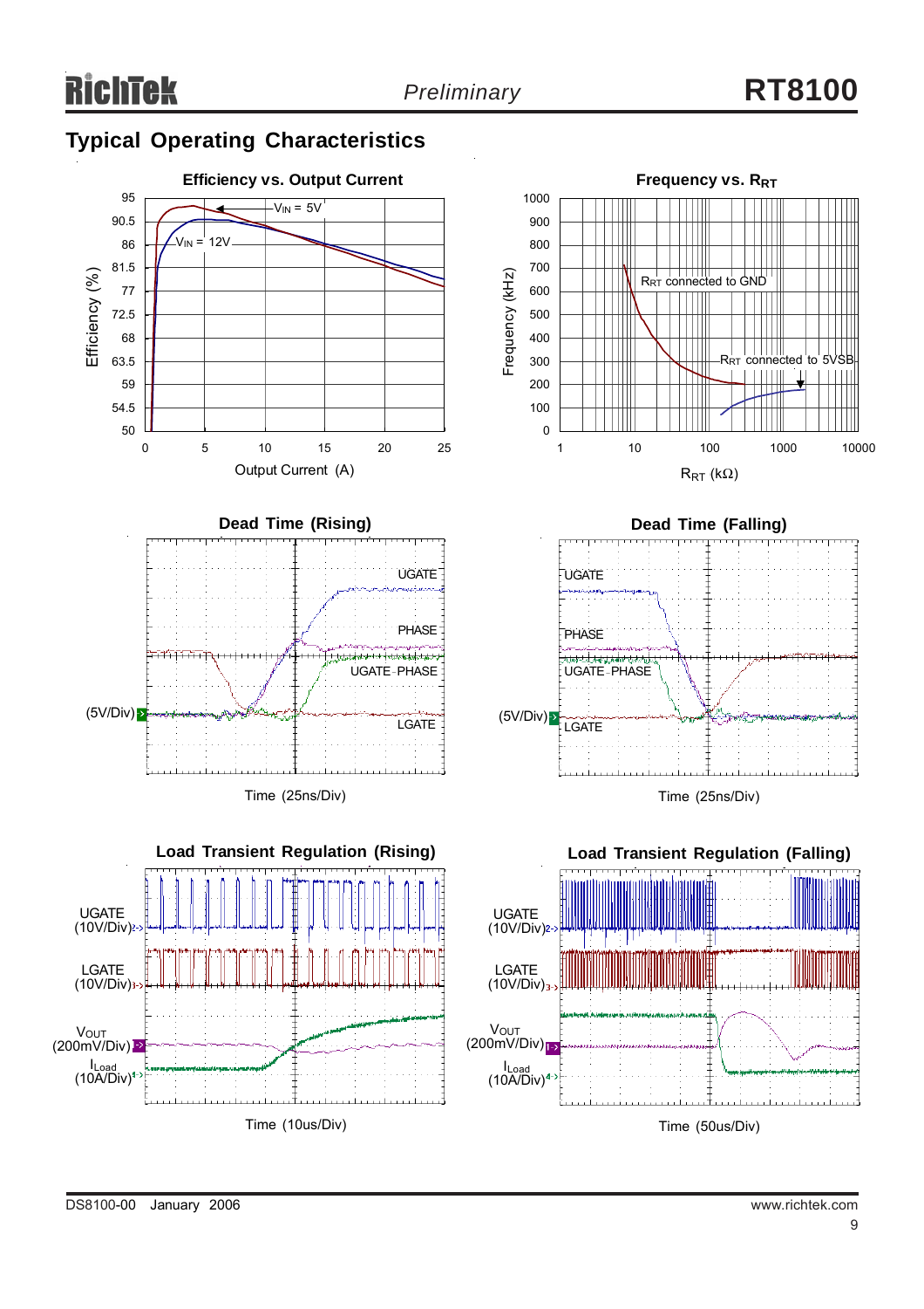## Typical Operating Characteristics

**Efficiency vs. Output Current**

Efficiency (%) — 95, 90.5, 86, 81.5, 77, 72.5, 68, 63.5, 59, 54.5, 50

Output Current (A) — 0, 5, 10, 15, 20, 25

$V_{IN}$ = 5V

$V_{IN}$ = 12V

**Frequency vs. $R_{RT}$**

Frequency (kHz) — 1000, 900, 800, 700, 600, 500, 400, 300, 200, 100, 0

$R_{RT}$ (kΩ) — 1, 10, 100, 1000, 10000

$R_{RT}$ connected to GND

$R_{RT}$ connected to 5VSB

**Dead Time (Rising)**

UGATE

PHASE

UGATE-PHASE

LGATE

(5V/Div)

Time (25ns/Div)

**Dead Time (Falling)**

UGATE

PHASE

UGATE-PHASE

LGATE

(5V/Div)

Time (25ns/Div)

**Load Transient Regulation (Rising)**

UGATE (10V/Div)

LGATE (10V/Div)

$V_{OUT}$ (200mV/Div)

$I_{Load}$ (10A/Div)

Time (10us/Div)

**Load Transient Regulation (Falling)**

UGATE (10V/Div)

LGATE (10V/Div)

$V_{OUT}$ (200mV/Div)

$I_{Load}$ (10A/Div)

Time (50us/Div)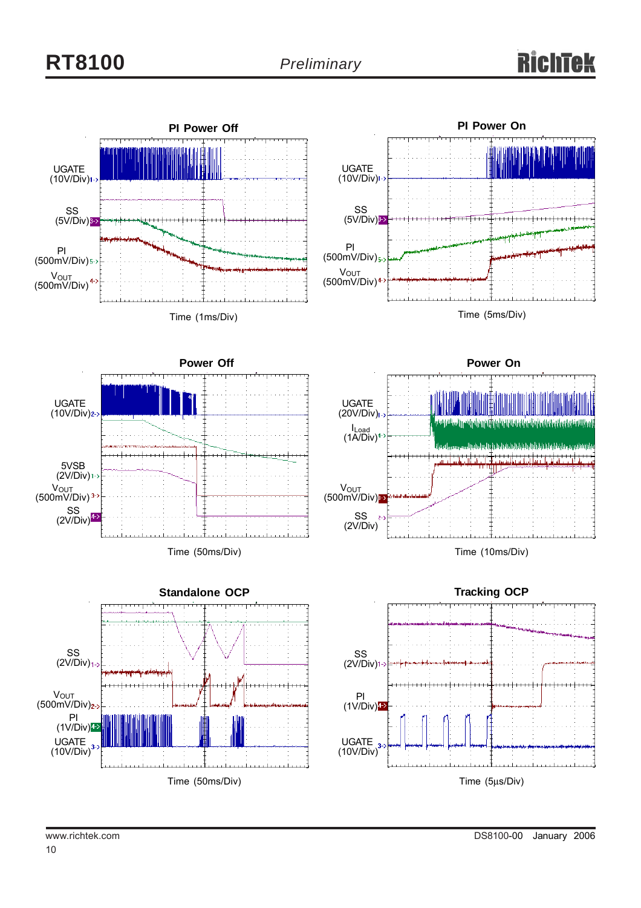**PI Power Off**

UGATE (10V/Div)

SS (5V/Div)

PI (500mV/Div)

$V_{OUT}$ (500mV/Div)

Time (1ms/Div)

**PI Power On**

UGATE (10V/Div)

SS (5V/Div)

PI (500mV/Div)

$V_{OUT}$ (500mV/Div)

Time (5ms/Div)

**Power Off**

UGATE (10V/Div)

5VSB (2V/Div)

$V_{OUT}$ (500mV/Div)

SS (2V/Div)

Time (50ms/Div)

**Power On**

UGATE (20V/Div)

$I_{Load}$ (1A/Div)

$V_{OUT}$ (500mV/Div)

SS (2V/Div)

Time (10ms/Div)

**Standalone OCP**

SS (2V/Div)

$V_{OUT}$ (500mV/Div)

PI (1V/Div)

UGATE (10V/Div)

Time (50ms/Div)

**Tracking OCP**

SS (2V/Div)

PI (1V/Div)

UGATE (10V/Div)

Time (5μs/Div)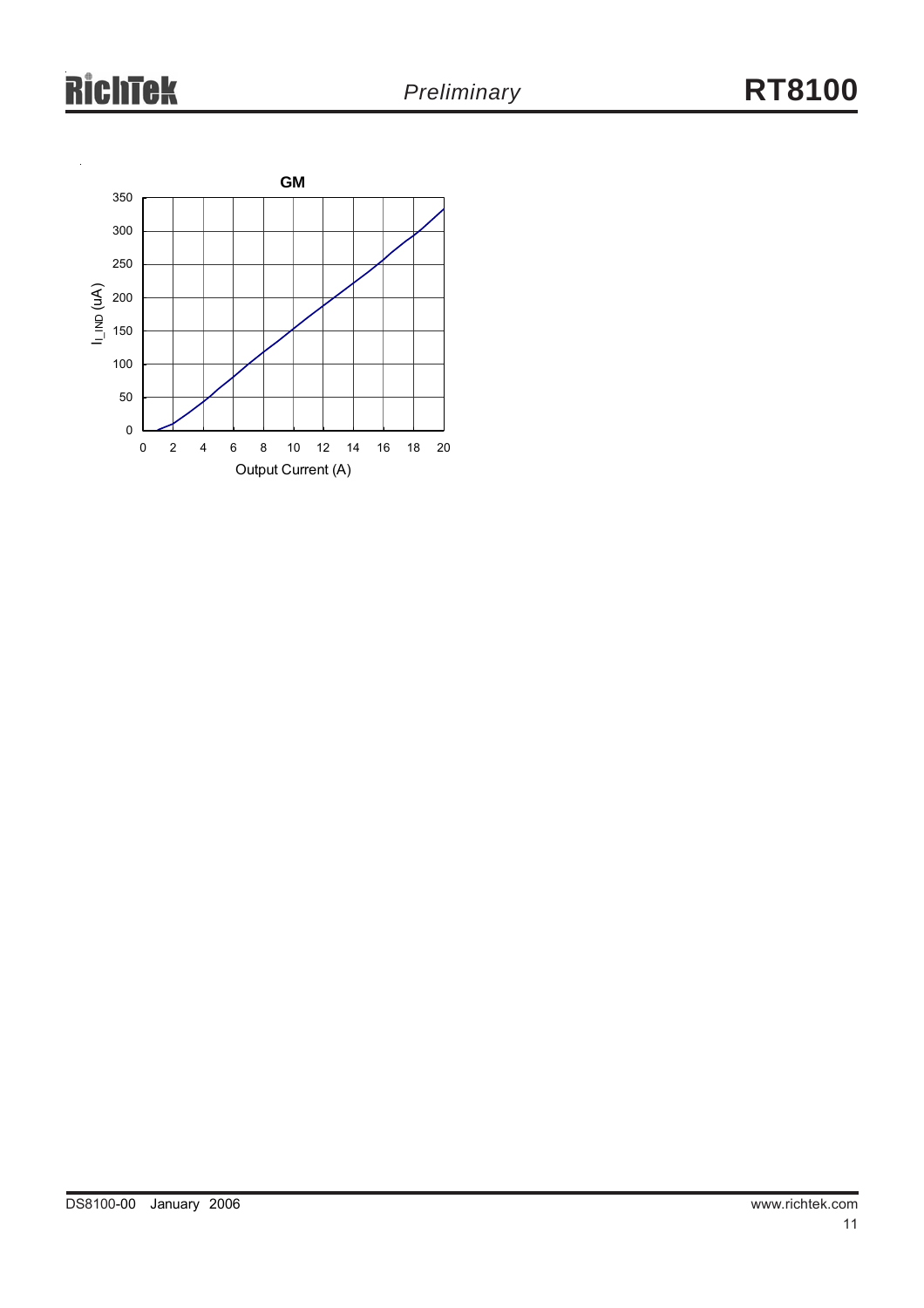**GM**

| Output Current (A) | $I_{I\_IND}$ (uA) |
|---|---|
| 0 – 20 | 0 – 350 |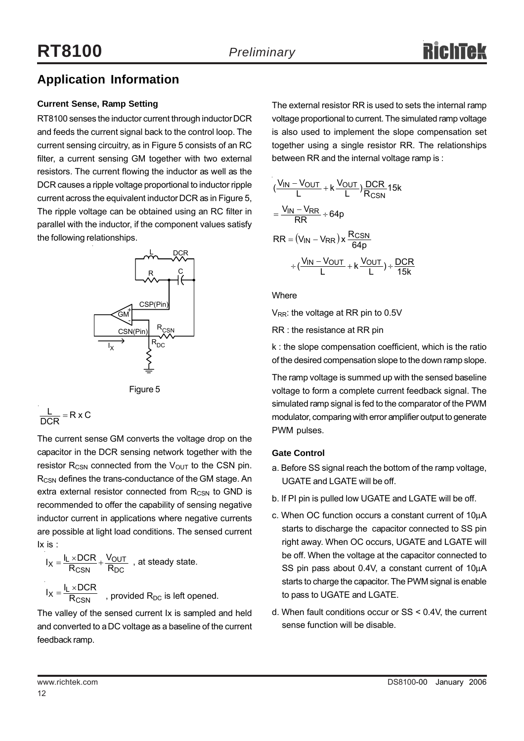## Application Information

### Current Sense, Ramp Setting

RT8100 senses the inductor current through inductor DCR and feeds the current signal back to the control loop. The current sensing circuitry, as in Figure 5 consists of an RC filter, a current sensing GM together with two external resistors. The current flowing the inductor as well as the DCR causes a ripple voltage proportional to inductor ripple current across the equivalent inductor DCR as in Figure 5, The ripple voltage can be obtained using an RC filter in parallel with the inductor, if the component values satisfy the following relationships.

Figure 5

$$\frac{L}{DCR} = R \times C$$

The current sense GM converts the voltage drop on the capacitor in the DCR sensing network together with the resistor $R_{CSN}$ connected from the $V_{OUT}$ to the CSN pin. $R_{CSN}$ defines the trans-conductance of the GM stage. An extra external resistor connected from $R_{CSN}$ to GND is recommended to offer the capability of sensing negative inductor current in applications where negative currents are possible at light load conditions. The sensed current Ix is :

$$I_X = \frac{I_L \times DCR}{R_{CSN}} + \frac{V_{OUT}}{R_{DC}}$$ , at steady state.

$$I_X = \frac{I_L \times DCR}{R_{CSN}}$$ , provided $R_{DC}$ is left opened.

The valley of the sensed current Ix is sampled and held and converted to a DC voltage as a baseline of the current feedback ramp.

The external resistor RR is used to sets the internal ramp voltage proportional to current. The simulated ramp voltage is also used to implement the slope compensation set together using a single resistor RR. The relationships between RR and the internal voltage ramp is :

$$\left(\frac{V_{IN} - V_{OUT}}{L} + k\frac{V_{OUT}}{L}\right)\frac{DCR}{R_{CSN}}15k$$

$$= \frac{V_{IN} - V_{RR}}{RR} \div 64p$$

$$RR = \left(V_{IN} - V_{RR}\right) x \frac{R_{CSN}}{64p}$$

$$\div \left(\frac{V_{IN} - V_{OUT}}{L} + k\frac{V_{OUT}}{L}\right) \div \frac{DCR}{15k}$$

Where

$V_{RR}$: the voltage at RR pin to 0.5V

RR : the resistance at RR pin

k : the slope compensation coefficient, which is the ratio of the desired compensation slope to the down ramp slope.

The ramp voltage is summed up with the sensed baseline voltage to form a complete current feedback signal. The simulated ramp signal is fed to the comparator of the PWM modulator, comparing with error amplifier output to generate PWM pulses.

### Gate Control

a. Before SS signal reach the bottom of the ramp voltage, UGATE and LGATE will be off.

b. If PI pin is pulled low UGATE and LGATE will be off.

c. When OC function occurs a constant current of 10μA starts to discharge the capacitor connected to SS pin right away. When OC occurs, UGATE and LGATE will be off. When the voltage at the capacitor connected to SS pin pass about 0.4V, a constant current of 10μA starts to charge the capacitor. The PWM signal is enable to pass to UGATE and LGATE.

d. When fault conditions occur or SS < 0.4V, the current sense function will be disable.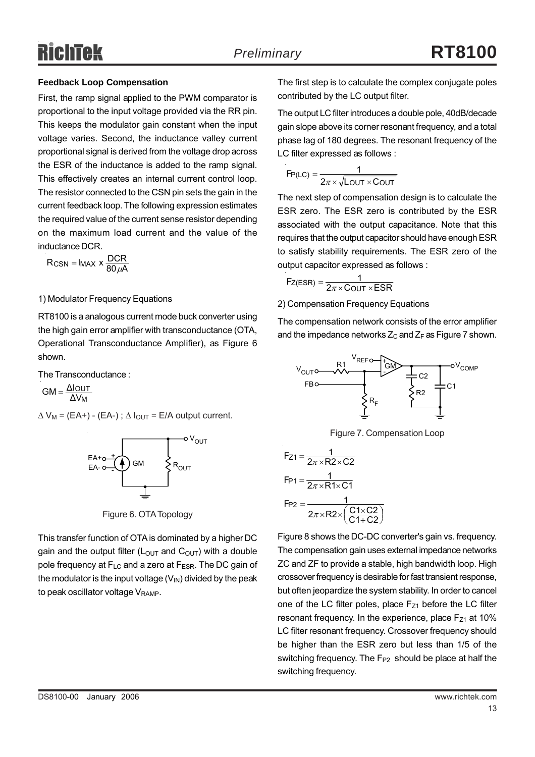**Feedback Loop Compensation**

First, the ramp signal applied to the PWM comparator is proportional to the input voltage provided via the RR pin. This keeps the modulator gain constant when the input voltage varies. Second, the inductance valley current proportional signal is derived from the voltage drop across the ESR of the inductance is added to the ramp signal. This effectively creates an internal current control loop. The resistor connected to the CSN pin sets the gain in the current feedback loop. The following expression estimates the required value of the current sense resistor depending on the maximum load current and the value of the inductance DCR.

$$R_{CSN} = I_{MAX} \times \frac{DCR}{80\mu A}$$

1) Modulator Frequency Equations

RT8100 is a analogous current mode buck converter using the high gain error amplifier with transconductance (OTA, Operational Transconductance Amplifier), as Figure 6 shown.

The Transconductance :

$$GM = \frac{\Delta I_{OUT}}{\Delta V_M}$$

$\Delta V_M$ = (EA+) - (EA-) ; $\Delta I_{OUT}$ = E/A output current.

Figure 6. OTA Topology

This transfer function of OTA is dominated by a higher DC gain and the output filter ($L_{OUT}$ and $C_{OUT}$) with a double pole frequency at $F_{LC}$ and a zero at $F_{ESR}$. The DC gain of the modulator is the input voltage ($V_{IN}$) divided by the peak to peak oscillator voltage $V_{RAMP}$.

The first step is to calculate the complex conjugate poles contributed by the LC output filter.

The output LC filter introduces a double pole, 40dB/decade gain slope above its corner resonant frequency, and a total phase lag of 180 degrees. The resonant frequency of the LC filter expressed as follows :

$$F_{P(LC)} = \frac{1}{2\pi \times \sqrt{L_{OUT} \times C_{OUT}}}$$

The next step of compensation design is to calculate the ESR zero. The ESR zero is contributed by the ESR associated with the output capacitance. Note that this requires that the output capacitor should have enough ESR to satisfy stability requirements. The ESR zero of the output capacitor expressed as follows :

$$F_{Z(ESR)} = \frac{1}{2\pi \times C_{OUT} \times ESR}$$

2) Compensation Frequency Equations

The compensation network consists of the error amplifier and the impedance networks $Z_C$ and $Z_F$ as Figure 7 shown.

Figure 7. Compensation Loop

$$F_{Z1} = \frac{1}{2\pi \times R2 \times C2}$$

$$F_{P1} = \frac{1}{2\pi \times R1 \times C1}$$

$$F_{P2} = \frac{1}{2\pi \times R2 \times \left(\frac{C1 \times C2}{C1 + C2}\right)}$$

Figure 8 shows the DC-DC converter's gain vs. frequency. The compensation gain uses external impedance networks ZC and ZF to provide a stable, high bandwidth loop. High crossover frequency is desirable for fast transient response, but often jeopardize the system stability. In order to cancel one of the LC filter poles, place $F_{Z1}$ before the LC filter resonant frequency. In the experience, place $F_{Z1}$ at 10% LC filter resonant frequency. Crossover frequency should be higher than the ESR zero but less than 1/5 of the switching frequency. The $F_{P2}$ should be place at half the switching frequency.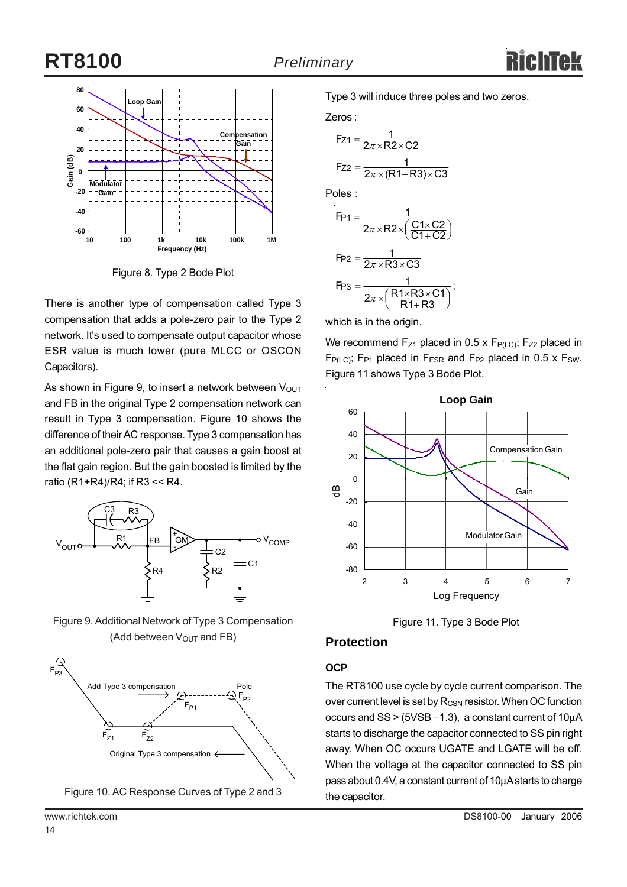Figure 8. Type 2 Bode Plot

There is another type of compensation called Type 3 compensation that adds a pole-zero pair to the Type 2 network. It's used to compensate output capacitor whose ESR value is much lower (pure MLCC or OSCON Capacitors).

As shown in Figure 9, to insert a network between $V_{OUT}$ and FB in the original Type 2 compensation network can result in Type 3 compensation. Figure 10 shows the difference of their AC response. Type 3 compensation has an additional pole-zero pair that causes a gain boost at the flat gain region. But the gain boosted is limited by the ratio (R1+R4)/R4; if R3 << R4.

Figure 9. Additional Network of Type 3 Compensation (Add between $V_{OUT}$ and FB)

Figure 10. AC Response Curves of Type 2 and 3

Type 3 will induce three poles and two zeros.

Zeros :

$$F_{Z1} = \frac{1}{2\pi \times R2 \times C2}$$

$$F_{Z2} = \frac{1}{2\pi \times (R1 + R3) \times C3}$$

Poles :

$$F_{P1} = \frac{1}{2\pi \times R2 \times \left(\frac{C1 \times C2}{C1 + C2}\right)}$$

$$F_{P2} = \frac{1}{2\pi \times R3 \times C3}$$

$$F_{P3} = \frac{1}{2\pi \times \left(\frac{R1 \times R3 \times C1}{R1 + R3}\right)};$$

which is in the origin.

We recommend $F_{Z1}$ placed in 0.5 x $F_{P(LC)}$; $F_{Z2}$ placed in $F_{P(LC)}$; $F_{P1}$ placed in $F_{ESR}$ and $F_{P2}$ placed in 0.5 x $F_{SW}$. Figure 11 shows Type 3 Bode Plot.

Figure 11. Type 3 Bode Plot

## Protection

### OCP

The RT8100 use cycle by cycle current comparison. The over current level is set by $R_{CSN}$ resistor. When OC function occurs and SS > (5VSB −1.3), a constant current of 10μA starts to discharge the capacitor connected to SS pin right away. When OC occurs UGATE and LGATE will be off. When the voltage at the capacitor connected to SS pin pass about 0.4V, a constant current of 10μA starts to charge the capacitor.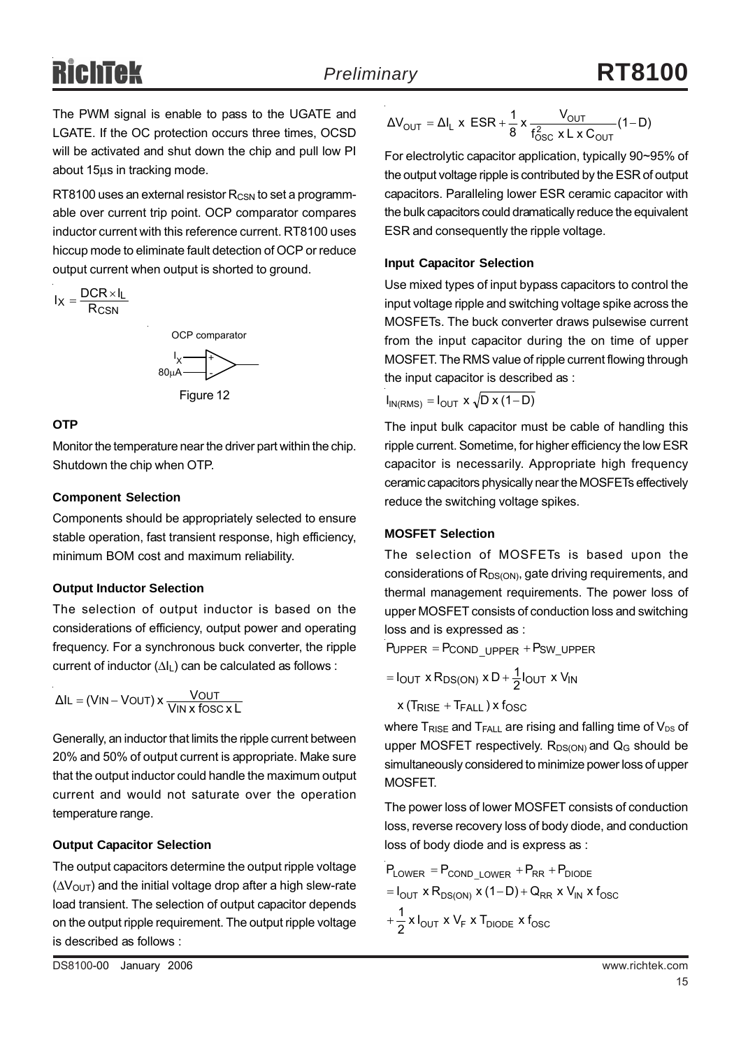The PWM signal is enable to pass to the UGATE and LGATE. If the OC protection occurs three times, OCSD will be activated and shut down the chip and pull low PI about 15μs in tracking mode.

RT8100 uses an external resistor $R_{CSN}$ to set a programmable over current trip point. OCP comparator compares inductor current with this reference current. RT8100 uses hiccup mode to eliminate fault detection of OCP or reduce output current when output is shorted to ground.

$$I_X = \frac{DCR \times I_L}{R_{CSN}}$$

OCP comparator

$I_X$ (+), 80μA (-)

Figure 12

#### OTP

Monitor the temperature near the driver part within the chip. Shutdown the chip when OTP.

#### Component Selection

Components should be appropriately selected to ensure stable operation, fast transient response, high efficiency, minimum BOM cost and maximum reliability.

#### Output Inductor Selection

The selection of output inductor is based on the considerations of efficiency, output power and operating frequency. For a synchronous buck converter, the ripple current of inductor ($\Delta I_L$) can be calculated as follows :

$$\Delta I_L = (V_{IN} - V_{OUT}) \times \frac{V_{OUT}}{V_{IN} \times f_{OSC} \times L}$$

Generally, an inductor that limits the ripple current between 20% and 50% of output current is appropriate. Make sure that the output inductor could handle the maximum output current and would not saturate over the operation temperature range.

#### Output Capacitor Selection

The output capacitors determine the output ripple voltage ($\Delta V_{OUT}$) and the initial voltage drop after a high slew-rate load transient. The selection of output capacitor depends on the output ripple requirement. The output ripple voltage is described as follows :

$$\Delta V_{OUT} = \Delta I_L \times ESR + \frac{1}{8} \times \frac{V_{OUT}}{f_{OSC}^2 \times L \times C_{OUT}}(1 - D)$$

For electrolytic capacitor application, typically 90~95% of the output voltage ripple is contributed by the ESR of output capacitors. Paralleling lower ESR ceramic capacitor with the bulk capacitors could dramatically reduce the equivalent ESR and consequently the ripple voltage.

#### Input Capacitor Selection

Use mixed types of input bypass capacitors to control the input voltage ripple and switching voltage spike across the MOSFETs. The buck converter draws pulsewise current from the input capacitor during the on time of upper MOSFET. The RMS value of ripple current flowing through the input capacitor is described as :

$$I_{IN(RMS)} = I_{OUT} \times \sqrt{D \times (1 - D)}$$

The input bulk capacitor must be cable of handling this ripple current. Sometime, for higher efficiency the low ESR capacitor is necessarily. Appropriate high frequency ceramic capacitors physically near the MOSFETs effectively reduce the switching voltage spikes.

#### MOSFET Selection

The selection of MOSFETs is based upon the considerations of $R_{DS(ON)}$, gate driving requirements, and thermal management requirements. The power loss of upper MOSFET consists of conduction loss and switching loss and is expressed as :

$$P_{UPPER} = P_{COND\_UPPER} + P_{SW\_UPPER}$$

$$= I_{OUT} \times R_{DS(ON)} \times D + \frac{1}{2} I_{OUT} \times V_{IN} \times (T_{RISE} + T_{FALL}) \times f_{OSC}$$

where $T_{RISE}$ and $T_{FALL}$ are rising and falling time of $V_{DS}$ of upper MOSFET respectively. $R_{DS(ON)}$ and $Q_G$ should be simultaneously considered to minimize power loss of upper MOSFET.

The power loss of lower MOSFET consists of conduction loss, reverse recovery loss of body diode, and conduction loss of body diode and is express as :

$$P_{LOWER} = P_{COND\_LOWER} + P_{RR} + P_{DIODE}$$

$$= I_{OUT} \times R_{DS(ON)} \times (1 - D) + Q_{RR} \times V_{IN} \times f_{OSC} + \frac{1}{2} \times I_{OUT} \times V_F \times T_{DIODE} \times f_{OSC}$$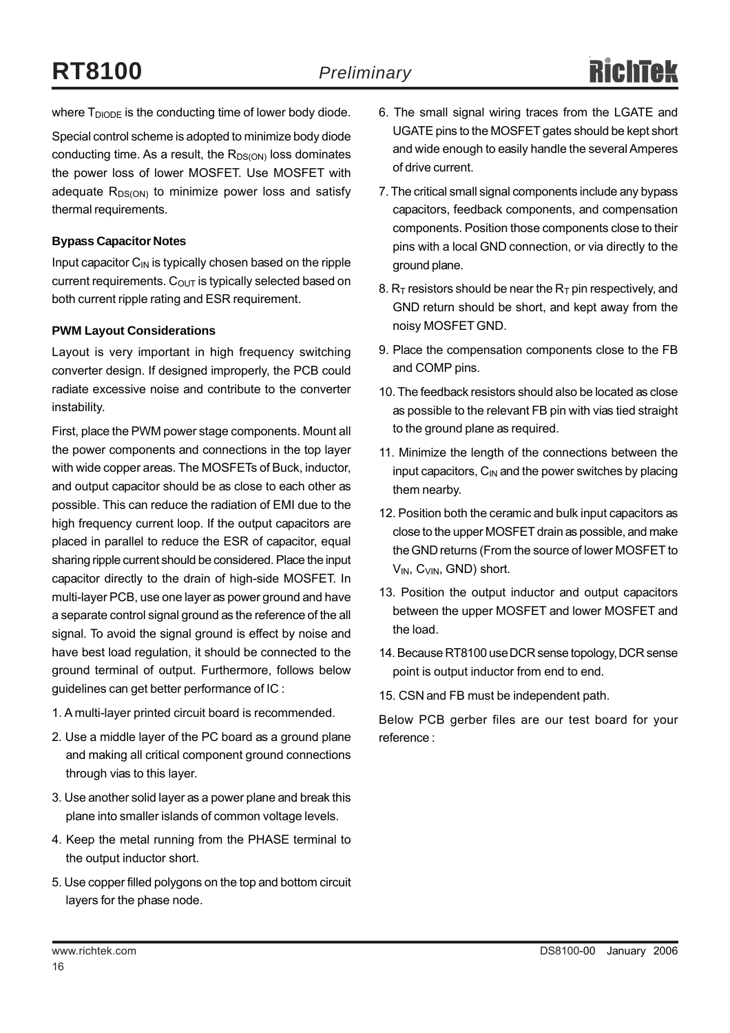where $T_{DIODE}$ is the conducting time of lower body diode.

Special control scheme is adopted to minimize body diode conducting time. As a result, the $R_{DS(ON)}$ loss dominates the power loss of lower MOSFET. Use MOSFET with adequate $R_{DS(ON)}$ to minimize power loss and satisfy thermal requirements.

### Bypass Capacitor Notes

Input capacitor $C_{IN}$ is typically chosen based on the ripple current requirements. $C_{OUT}$ is typically selected based on both current ripple rating and ESR requirement.

### PWM Layout Considerations

Layout is very important in high frequency switching converter design. If designed improperly, the PCB could radiate excessive noise and contribute to the converter instability.

First, place the PWM power stage components. Mount all the power components and connections in the top layer with wide copper areas. The MOSFETs of Buck, inductor, and output capacitor should be as close to each other as possible. This can reduce the radiation of EMI due to the high frequency current loop. If the output capacitors are placed in parallel to reduce the ESR of capacitor, equal sharing ripple current should be considered. Place the input capacitor directly to the drain of high-side MOSFET. In multi-layer PCB, use one layer as power ground and have a separate control signal ground as the reference of the all signal. To avoid the signal ground is effect by noise and have best load regulation, it should be connected to the ground terminal of output. Furthermore, follows below guidelines can get better performance of IC :

1. A multi-layer printed circuit board is recommended.
2. Use a middle layer of the PC board as a ground plane and making all critical component ground connections through vias to this layer.
3. Use another solid layer as a power plane and break this plane into smaller islands of common voltage levels.
4. Keep the metal running from the PHASE terminal to the output inductor short.
5. Use copper filled polygons on the top and bottom circuit layers for the phase node.
6. The small signal wiring traces from the LGATE and UGATE pins to the MOSFET gates should be kept short and wide enough to easily handle the several Amperes of drive current.
7. The critical small signal components include any bypass capacitors, feedback components, and compensation components. Position those components close to their pins with a local GND connection, or via directly to the ground plane.
8. $R_T$ resistors should be near the $R_T$ pin respectively, and GND return should be short, and kept away from the noisy MOSFET GND.
9. Place the compensation components close to the FB and COMP pins.
10. The feedback resistors should also be located as close as possible to the relevant FB pin with vias tied straight to the ground plane as required.
11. Minimize the length of the connections between the input capacitors, $C_{IN}$ and the power switches by placing them nearby.
12. Position both the ceramic and bulk input capacitors as close to the upper MOSFET drain as possible, and make the GND returns (From the source of lower MOSFET to $V_{IN}$, $C_{VIN}$, GND) short.
13. Position the output inductor and output capacitors between the upper MOSFET and lower MOSFET and the load.
14. Because RT8100 use DCR sense topology, DCR sense point is output inductor from end to end.
15. CSN and FB must be independent path.

Below PCB gerber files are our test board for your reference :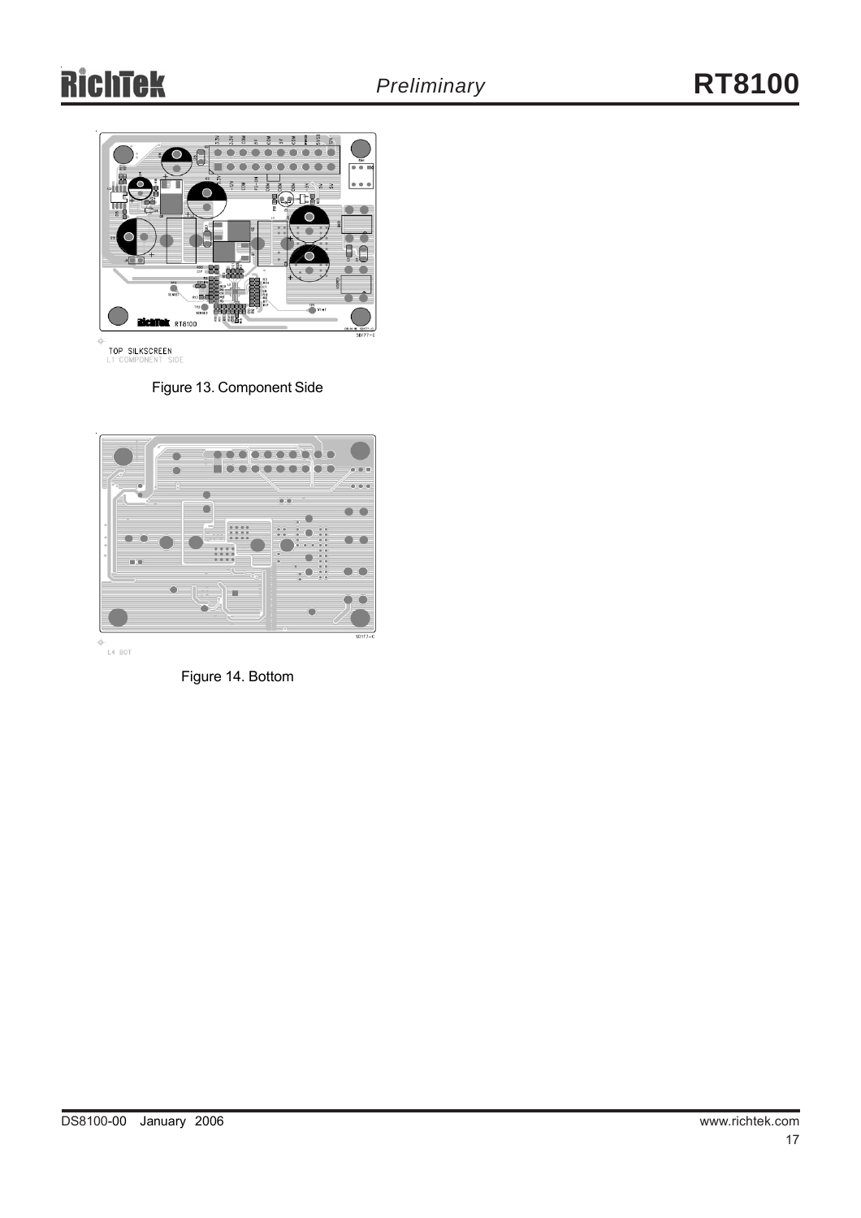TOP SILKSCREEN
L1 COMPONENT SIDE

Figure 13. Component Side

L4 BOT

Figure 14. Bottom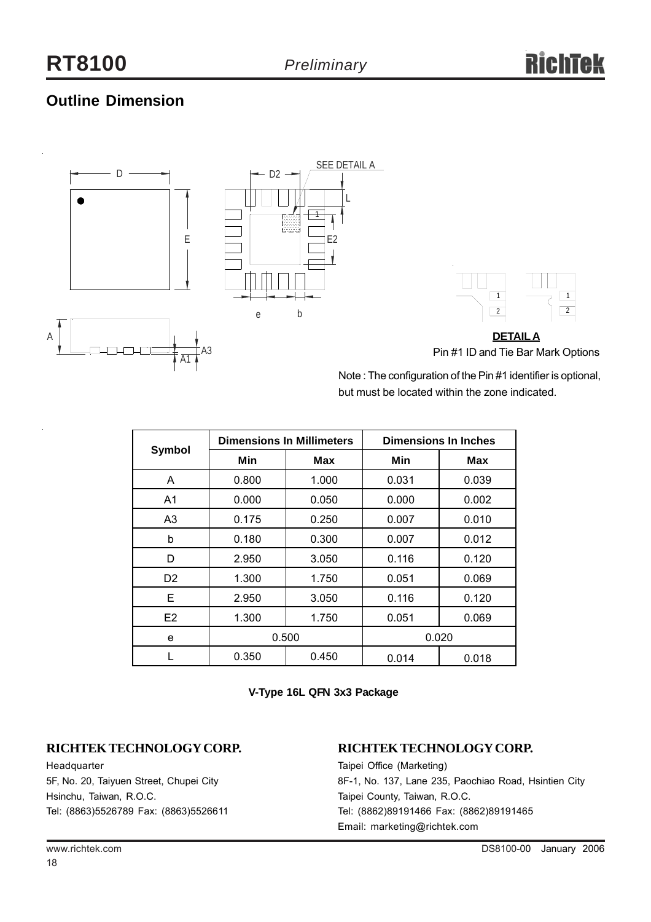## Outline Dimension

SEE DETAIL A

D

D2

L

E

E2

1

e

b

A

A1

A3

**DETAIL A**

Pin #1 ID and Tie Bar Mark Options

Note : The configuration of the Pin #1 identifier is optional, but must be located within the zone indicated.

| Symbol | Dimensions In Millimeters | | Dimensions In Inches | |
|---|---|---|---|---|
| | Min | Max | Min | Max |
| A | 0.800 | 1.000 | 0.031 | 0.039 |
| A1 | 0.000 | 0.050 | 0.000 | 0.002 |
| A3 | 0.175 | 0.250 | 0.007 | 0.010 |
| b | 0.180 | 0.300 | 0.007 | 0.012 |
| D | 2.950 | 3.050 | 0.116 | 0.120 |
| D2 | 1.300 | 1.750 | 0.051 | 0.069 |
| E | 2.950 | 3.050 | 0.116 | 0.120 |
| E2 | 1.300 | 1.750 | 0.051 | 0.069 |
| e | 0.500 | | 0.020 | |
| L | 0.350 | 0.450 | 0.014 | 0.018 |

**V-Type 16L QFN 3x3 Package**

**RICHTEK TECHNOLOGY CORP.**

Headquarter

5F, No. 20, Taiyuen Street, Chupei City

Hsinchu, Taiwan, R.O.C.

Tel: (8863)5526789 Fax: (8863)5526611

**RICHTEK TECHNOLOGY CORP.**

Taipei Office (Marketing)

8F-1, No. 137, Lane 235, Paochiao Road, Hsintien City

Taipei County, Taiwan, R.O.C.

Tel: (8862)89191466 Fax: (8862)89191465

Email: marketing@richtek.com